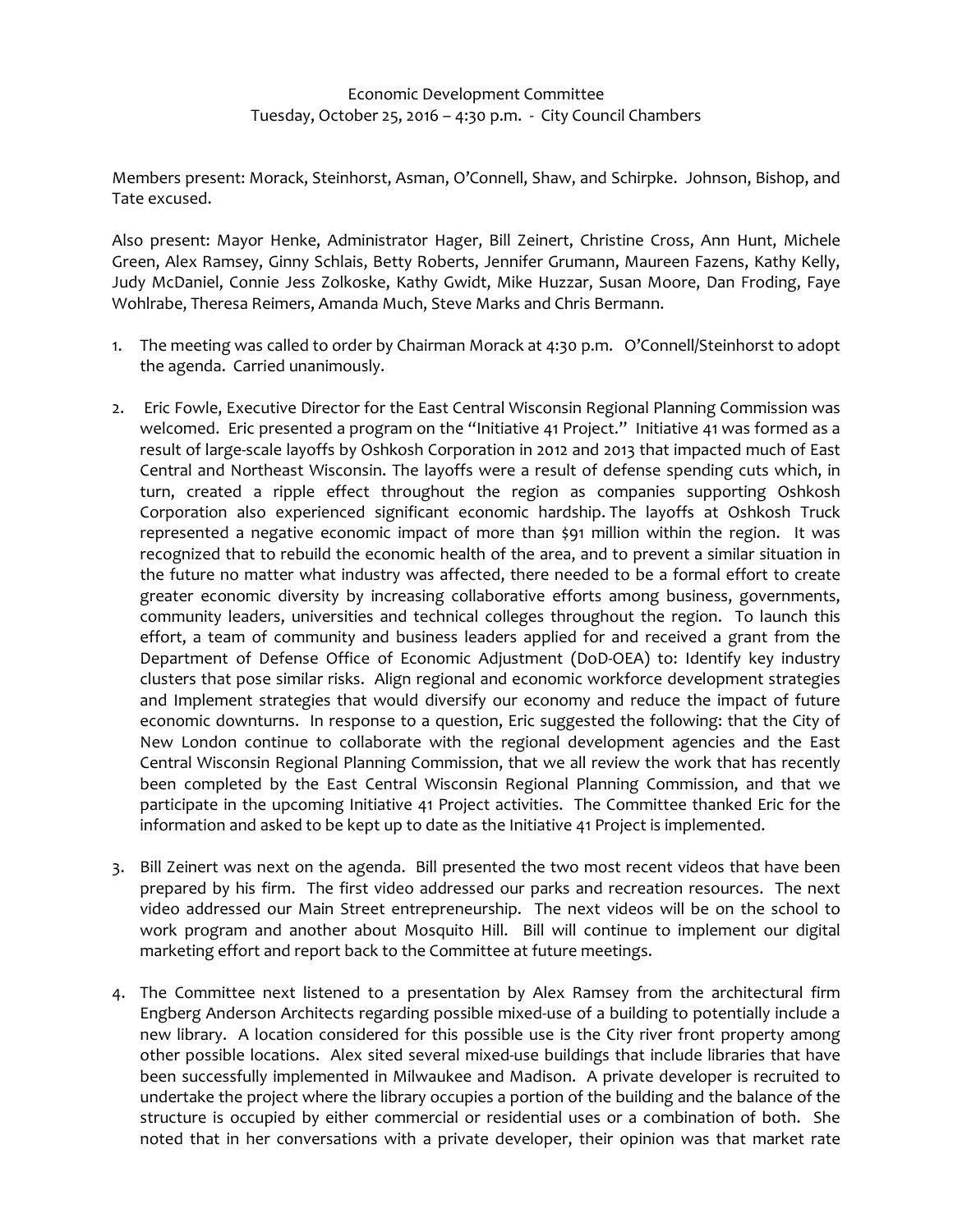Economic Development Committee
Tuesday, October 25, 2016 – 4:30 p.m. - City Council Chambers

Members present: Morack, Steinhorst, Asman, O'Connell, Shaw, and Schirpke. Johnson, Bishop, and Tate excused.

Also present: Mayor Henke, Administrator Hager, Bill Zeinert, Christine Cross, Ann Hunt, Michele Green, Alex Ramsey, Ginny Schlais, Betty Roberts, Jennifer Grumann, Maureen Fazens, Kathy Kelly, Judy McDaniel, Connie Jess Zolkoske, Kathy Gwidt, Mike Huzzar, Susan Moore, Dan Froding, Faye Wohlrabe, Theresa Reimers, Amanda Much, Steve Marks and Chris Bermann.

1. The meeting was called to order by Chairman Morack at 4:30 p.m. O'Connell/Steinhorst to adopt the agenda. Carried unanimously.

2. Eric Fowle, Executive Director for the East Central Wisconsin Regional Planning Commission was welcomed. Eric presented a program on the "Initiative 41 Project." Initiative 41 was formed as a result of large-scale layoffs by Oshkosh Corporation in 2012 and 2013 that impacted much of East Central and Northeast Wisconsin. The layoffs were a result of defense spending cuts which, in turn, created a ripple effect throughout the region as companies supporting Oshkosh Corporation also experienced significant economic hardship. The layoffs at Oshkosh Truck represented a negative economic impact of more than $91 million within the region. It was recognized that to rebuild the economic health of the area, and to prevent a similar situation in the future no matter what industry was affected, there needed to be a formal effort to create greater economic diversity by increasing collaborative efforts among business, governments, community leaders, universities and technical colleges throughout the region. To launch this effort, a team of community and business leaders applied for and received a grant from the Department of Defense Office of Economic Adjustment (DoD-OEA) to: Identify key industry clusters that pose similar risks. Align regional and economic workforce development strategies and Implement strategies that would diversify our economy and reduce the impact of future economic downturns. In response to a question, Eric suggested the following: that the City of New London continue to collaborate with the regional development agencies and the East Central Wisconsin Regional Planning Commission, that we all review the work that has recently been completed by the East Central Wisconsin Regional Planning Commission, and that we participate in the upcoming Initiative 41 Project activities. The Committee thanked Eric for the information and asked to be kept up to date as the Initiative 41 Project is implemented.

3. Bill Zeinert was next on the agenda. Bill presented the two most recent videos that have been prepared by his firm. The first video addressed our parks and recreation resources. The next video addressed our Main Street entrepreneurship. The next videos will be on the school to work program and another about Mosquito Hill. Bill will continue to implement our digital marketing effort and report back to the Committee at future meetings.

4. The Committee next listened to a presentation by Alex Ramsey from the architectural firm Engberg Anderson Architects regarding possible mixed-use of a building to potentially include a new library. A location considered for this possible use is the City river front property among other possible locations. Alex sited several mixed-use buildings that include libraries that have been successfully implemented in Milwaukee and Madison. A private developer is recruited to undertake the project where the library occupies a portion of the building and the balance of the structure is occupied by either commercial or residential uses or a combination of both. She noted that in her conversations with a private developer, their opinion was that market rate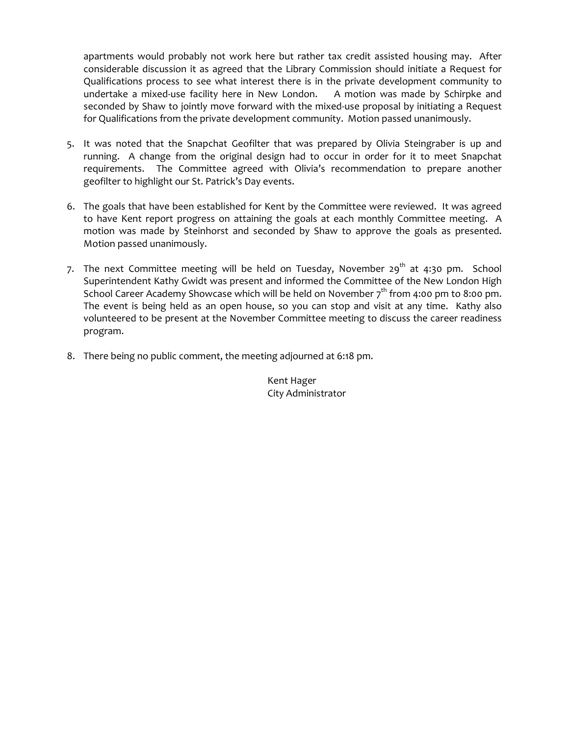apartments would probably not work here but rather tax credit assisted housing may. After considerable discussion it as agreed that the Library Commission should initiate a Request for Qualifications process to see what interest there is in the private development community to undertake a mixed-use facility here in New London. A motion was made by Schirpke and seconded by Shaw to jointly move forward with the mixed-use proposal by initiating a Request for Qualifications from the private development community. Motion passed unanimously.

5. It was noted that the Snapchat Geofilter that was prepared by Olivia Steingraber is up and running. A change from the original design had to occur in order for it to meet Snapchat requirements. The Committee agreed with Olivia's recommendation to prepare another geofilter to highlight our St. Patrick's Day events.

6. The goals that have been established for Kent by the Committee were reviewed. It was agreed to have Kent report progress on attaining the goals at each monthly Committee meeting. A motion was made by Steinhorst and seconded by Shaw to approve the goals as presented. Motion passed unanimously.

7. The next Committee meeting will be held on Tuesday, November 29th at 4:30 pm. School Superintendent Kathy Gwidt was present and informed the Committee of the New London High School Career Academy Showcase which will be held on November 7th from 4:00 pm to 8:00 pm. The event is being held as an open house, so you can stop and visit at any time. Kathy also volunteered to be present at the November Committee meeting to discuss the career readiness program.

8. There being no public comment, the meeting adjourned at 6:18 pm.

Kent Hager
City Administrator